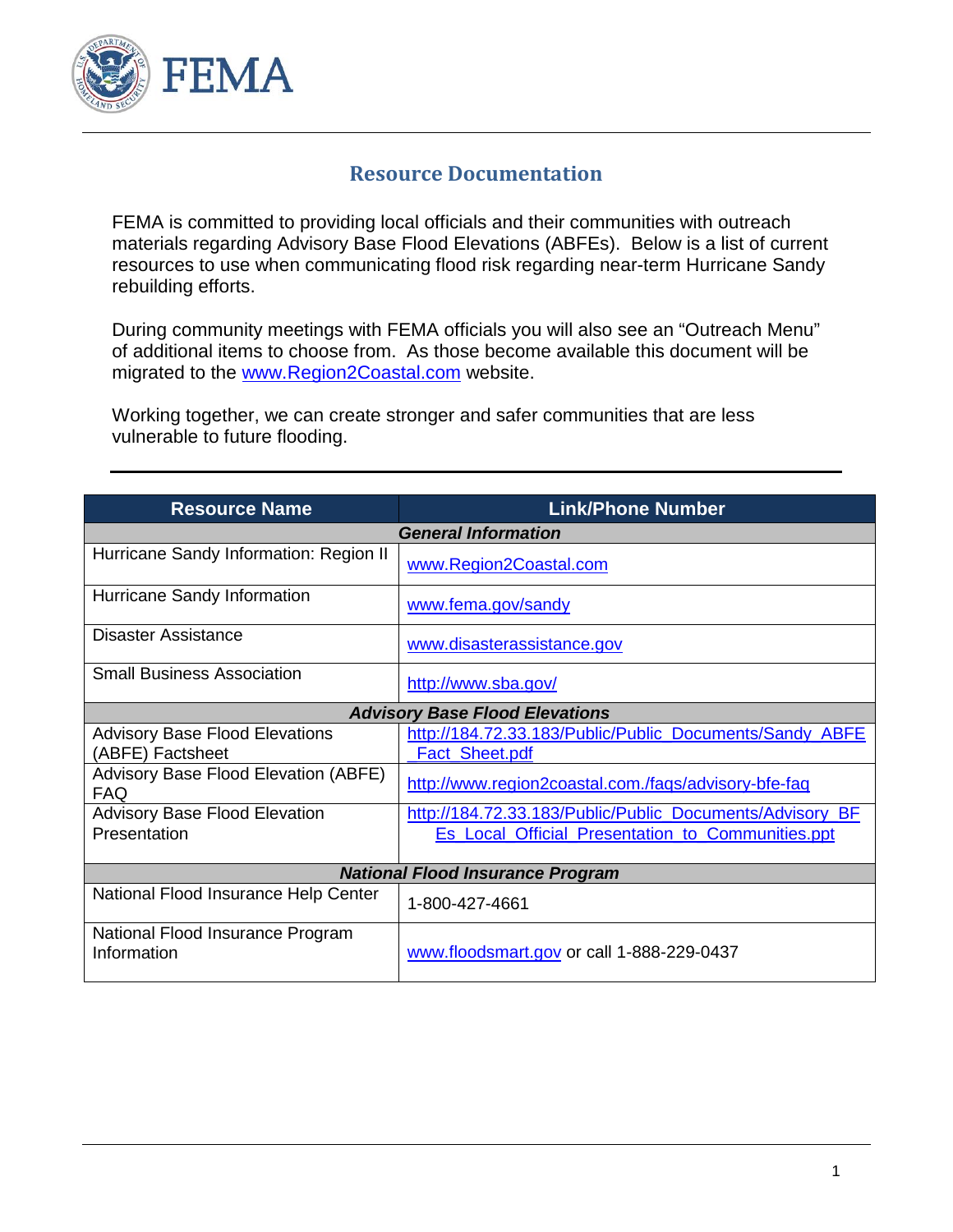FEMA

# Resource Documentation

FEMA is committed to providing local officials and their communities with outreach materials regarding Advisory Base Flood Elevations (ABFEs). Below is a list of current resources to use when communicating flood risk regarding near-term Hurricane Sandy rebuilding efforts.

During community meetings with FEMA officials you will also see an "Outreach Menu" of additional items to choose from. As those become available this document will be migrated to the www.Region2Coastal.com website.

Working together, we can create stronger and safer communities that are less vulnerable to future flooding.

---

| Resource Name | Link/Phone Number |
|---|---|
| ***General Information*** | |
| Hurricane Sandy Information: Region II | www.Region2Coastal.com |
| Hurricane Sandy Information | www.fema.gov/sandy |
| Disaster Assistance | www.disasterassistance.gov |
| Small Business Association | http://www.sba.gov/ |
| ***Advisory Base Flood Elevations*** | |
| Advisory Base Flood Elevations (ABFE) Factsheet | http://184.72.33.183/Public/Public_Documents/Sandy_ABFE_Fact_Sheet.pdf |
| Advisory Base Flood Elevation (ABFE) FAQ | http://www.region2coastal.com./faqs/advisory-bfe-faq |
| Advisory Base Flood Elevation Presentation | http://184.72.33.183/Public/Public_Documents/Advisory_BFEs_Local_Official_Presentation_to_Communities.ppt |
| ***National Flood Insurance Program*** | |
| National Flood Insurance Help Center | 1-800-427-4661 |
| National Flood Insurance Program Information | www.floodsmart.gov or call 1-888-229-0437 |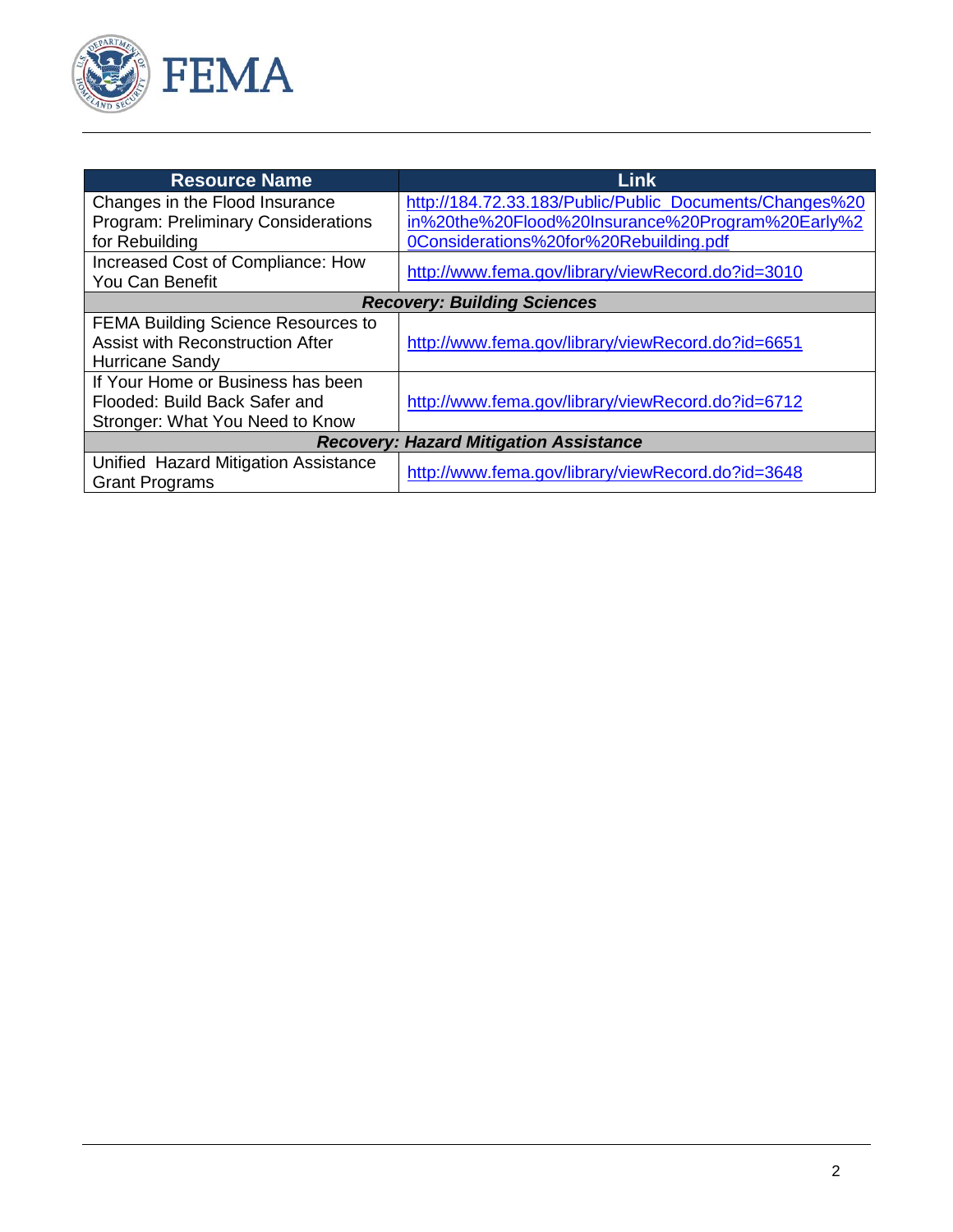| Resource Name | Link |
|---|---|
| Changes in the Flood Insurance Program: Preliminary Considerations for Rebuilding | http://184.72.33.183/Public/Public_Documents/Changes%20in%20the%20Flood%20Insurance%20Program%20Early%20Considerations%20for%20Rebuilding.pdf |
| Increased Cost of Compliance: How You Can Benefit | http://www.fema.gov/library/viewRecord.do?id=3010 |
| ***Recovery: Building Sciences*** | |
| FEMA Building Science Resources to Assist with Reconstruction After Hurricane Sandy | http://www.fema.gov/library/viewRecord.do?id=6651 |
| If Your Home or Business has been Flooded: Build Back Safer and Stronger: What You Need to Know | http://www.fema.gov/library/viewRecord.do?id=6712 |
| ***Recovery: Hazard Mitigation Assistance*** | |
| Unified Hazard Mitigation Assistance Grant Programs | http://www.fema.gov/library/viewRecord.do?id=3648 |